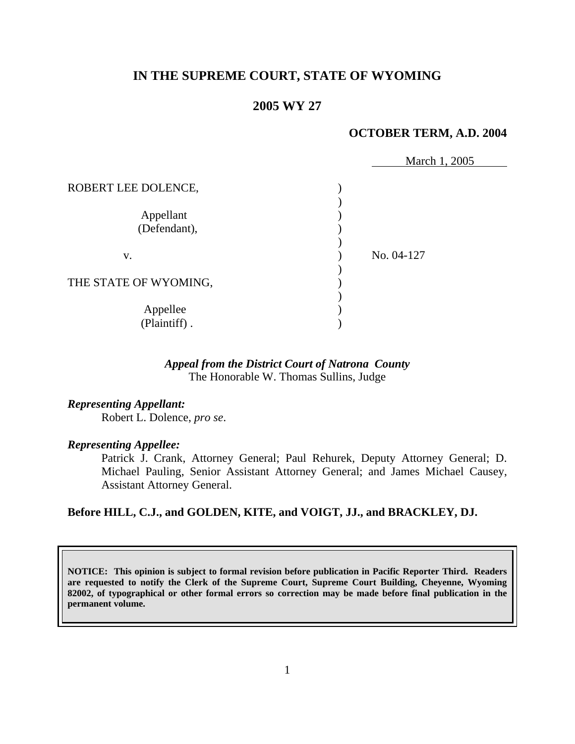# IN THE SUPREME COURT, STATE OF WYOMING

## 2005 WY 27

**OCTOBER TERM, A.D. 2004**

March 1, 2005

| | | |
|---|---|---|
| ROBERT LEE DOLENCE, | ) | |
| Appellant (Defendant), | ) | |
| v. | ) | No. 04-127 |
| THE STATE OF WYOMING, | ) | |
| Appellee (Plaintiff) . | ) | |

***Appeal from the District Court of Natrona County***
The Honorable W. Thomas Sullins, Judge

***Representing Appellant:***
Robert L. Dolence, *pro se*.

***Representing Appellee:***
Patrick J. Crank, Attorney General; Paul Rehurek, Deputy Attorney General; D. Michael Pauling, Senior Assistant Attorney General; and James Michael Causey, Assistant Attorney General.

**Before HILL, C.J., and GOLDEN, KITE, and VOIGT, JJ., and BRACKLEY, DJ.**

**NOTICE: This opinion is subject to formal revision before publication in Pacific Reporter Third. Readers are requested to notify the Clerk of the Supreme Court, Supreme Court Building, Cheyenne, Wyoming 82002, of typographical or other formal errors so correction may be made before final publication in the permanent volume.**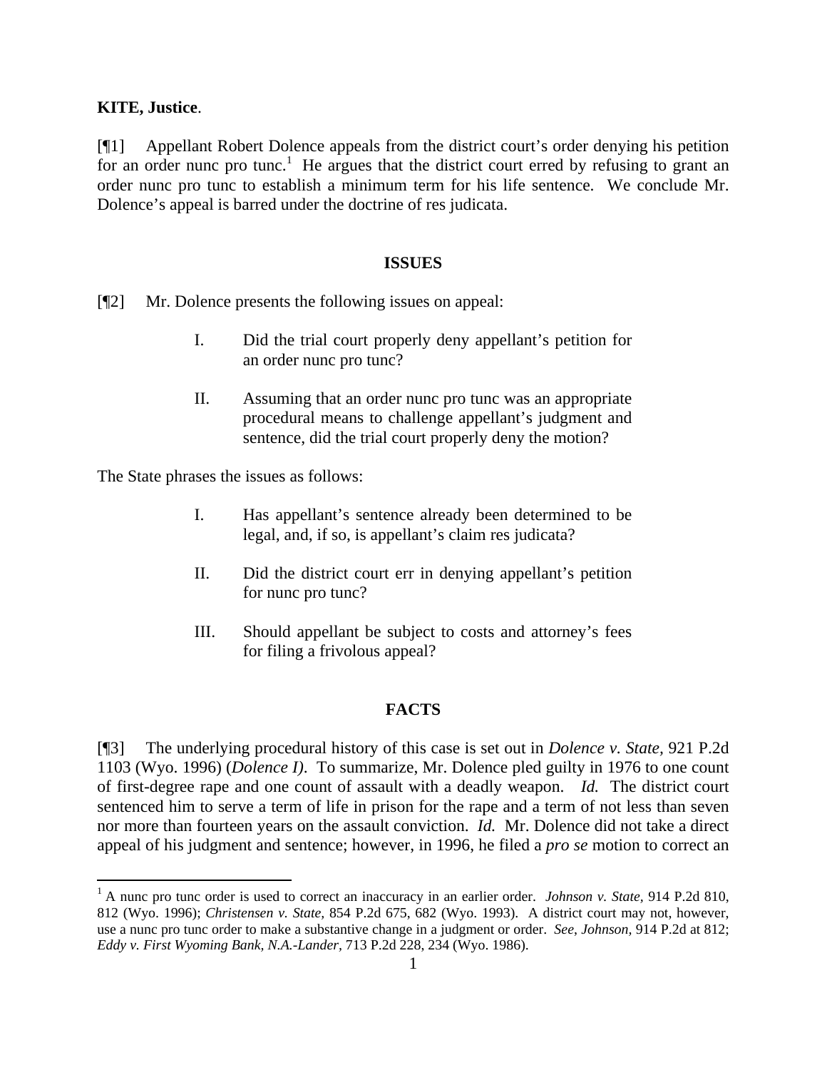**KITE, Justice**.

[¶1] Appellant Robert Dolence appeals from the district court's order denying his petition for an order nunc pro tunc.[1] He argues that the district court erred by refusing to grant an order nunc pro tunc to establish a minimum term for his life sentence. We conclude Mr. Dolence's appeal is barred under the doctrine of res judicata.

## ISSUES

[¶2] Mr. Dolence presents the following issues on appeal:

> I. Did the trial court properly deny appellant's petition for an order nunc pro tunc?
>
> II. Assuming that an order nunc pro tunc was an appropriate procedural means to challenge appellant's judgment and sentence, did the trial court properly deny the motion?

The State phrases the issues as follows:

> I. Has appellant's sentence already been determined to be legal, and, if so, is appellant's claim res judicata?
>
> II. Did the district court err in denying appellant's petition for nunc pro tunc?
>
> III. Should appellant be subject to costs and attorney's fees for filing a frivolous appeal?

## FACTS

[¶3] The underlying procedural history of this case is set out in *Dolence v. State*, 921 P.2d 1103 (Wyo. 1996) (*Dolence I)*. To summarize, Mr. Dolence pled guilty in 1976 to one count of first-degree rape and one count of assault with a deadly weapon. *Id.* The district court sentenced him to serve a term of life in prison for the rape and a term of not less than seven nor more than fourteen years on the assault conviction. *Id.* Mr. Dolence did not take a direct appeal of his judgment and sentence; however, in 1996, he filed a *pro se* motion to correct an

---

[1] A nunc pro tunc order is used to correct an inaccuracy in an earlier order. *Johnson v. State*, 914 P.2d 810, 812 (Wyo. 1996); *Christensen v. State,* 854 P.2d 675, 682 (Wyo. 1993). A district court may not, however, use a nunc pro tunc order to make a substantive change in a judgment or order. *See*, *Johnson,* 914 P.2d at 812; *Eddy v. First Wyoming Bank, N.A.-Lander*, 713 P.2d 228, 234 (Wyo. 1986).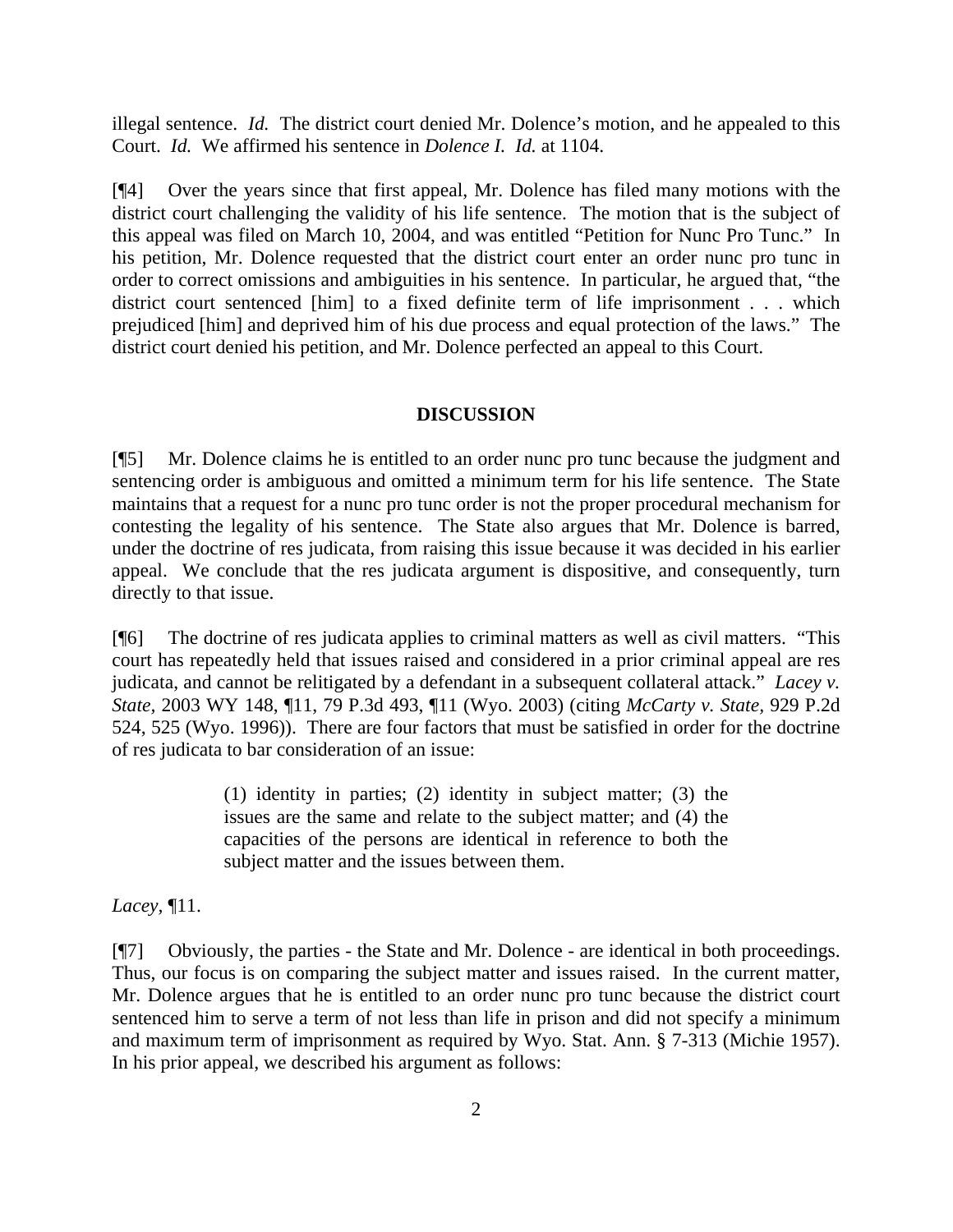illegal sentence. *Id.* The district court denied Mr. Dolence's motion, and he appealed to this Court. *Id.* We affirmed his sentence in *Dolence I*. *Id.* at 1104.

[¶4] Over the years since that first appeal, Mr. Dolence has filed many motions with the district court challenging the validity of his life sentence. The motion that is the subject of this appeal was filed on March 10, 2004, and was entitled "Petition for Nunc Pro Tunc." In his petition, Mr. Dolence requested that the district court enter an order nunc pro tunc in order to correct omissions and ambiguities in his sentence. In particular, he argued that, "the district court sentenced [him] to a fixed definite term of life imprisonment . . . which prejudiced [him] and deprived him of his due process and equal protection of the laws." The district court denied his petition, and Mr. Dolence perfected an appeal to this Court.

## DISCUSSION

[¶5] Mr. Dolence claims he is entitled to an order nunc pro tunc because the judgment and sentencing order is ambiguous and omitted a minimum term for his life sentence. The State maintains that a request for a nunc pro tunc order is not the proper procedural mechanism for contesting the legality of his sentence. The State also argues that Mr. Dolence is barred, under the doctrine of res judicata, from raising this issue because it was decided in his earlier appeal. We conclude that the res judicata argument is dispositive, and consequently, turn directly to that issue.

[¶6] The doctrine of res judicata applies to criminal matters as well as civil matters. "This court has repeatedly held that issues raised and considered in a prior criminal appeal are res judicata, and cannot be relitigated by a defendant in a subsequent collateral attack." *Lacey v. State*, 2003 WY 148, ¶11, 79 P.3d 493, ¶11 (Wyo. 2003) (citing *McCarty v. State*, 929 P.2d 524, 525 (Wyo. 1996)). There are four factors that must be satisfied in order for the doctrine of res judicata to bar consideration of an issue:

> (1) identity in parties; (2) identity in subject matter; (3) the issues are the same and relate to the subject matter; and (4) the capacities of the persons are identical in reference to both the subject matter and the issues between them.

*Lacey*, ¶11.

[¶7] Obviously, the parties - the State and Mr. Dolence - are identical in both proceedings. Thus, our focus is on comparing the subject matter and issues raised. In the current matter, Mr. Dolence argues that he is entitled to an order nunc pro tunc because the district court sentenced him to serve a term of not less than life in prison and did not specify a minimum and maximum term of imprisonment as required by Wyo. Stat. Ann. § 7-313 (Michie 1957). In his prior appeal, we described his argument as follows: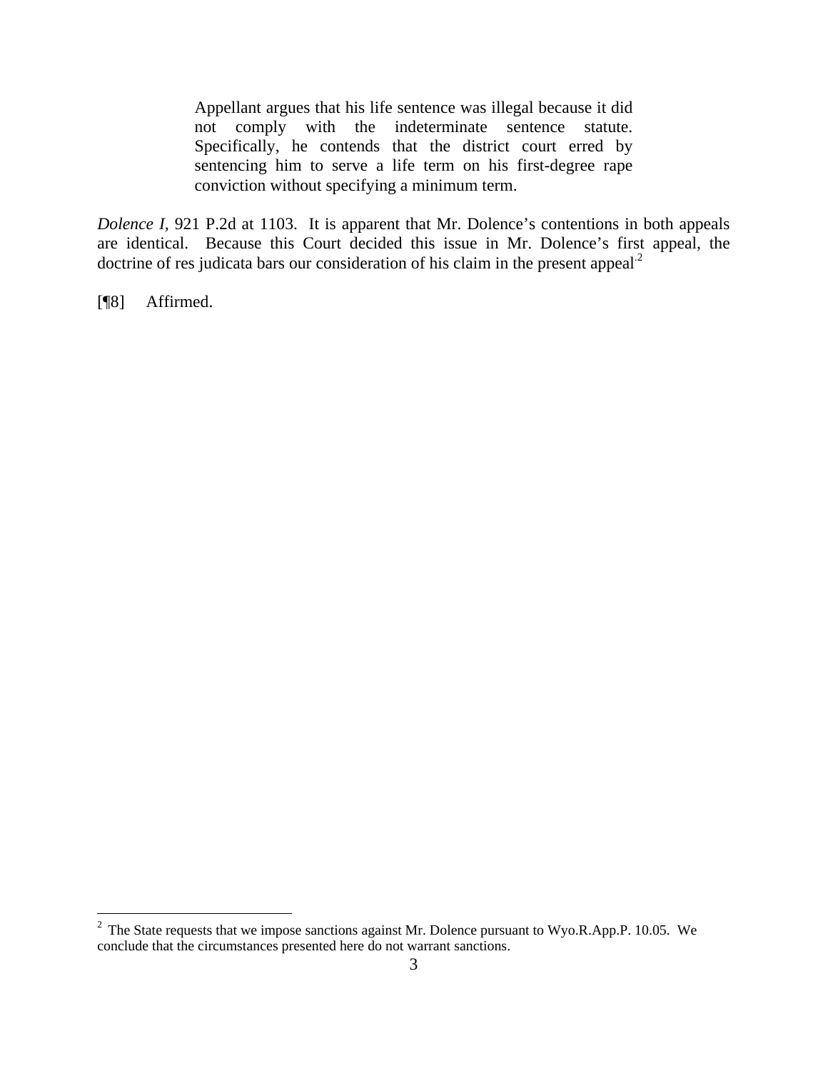> Appellant argues that his life sentence was illegal because it did not comply with the indeterminate sentence statute. Specifically, he contends that the district court erred by sentencing him to serve a life term on his first-degree rape conviction without specifying a minimum term.

*Dolence I*, 921 P.2d at 1103. It is apparent that Mr. Dolence's contentions in both appeals are identical. Because this Court decided this issue in Mr. Dolence's first appeal, the doctrine of res judicata bars our consideration of his claim in the present appeal.[2]

[¶8] Affirmed.

---

[2] The State requests that we impose sanctions against Mr. Dolence pursuant to Wyo.R.App.P. 10.05. We conclude that the circumstances presented here do not warrant sanctions.